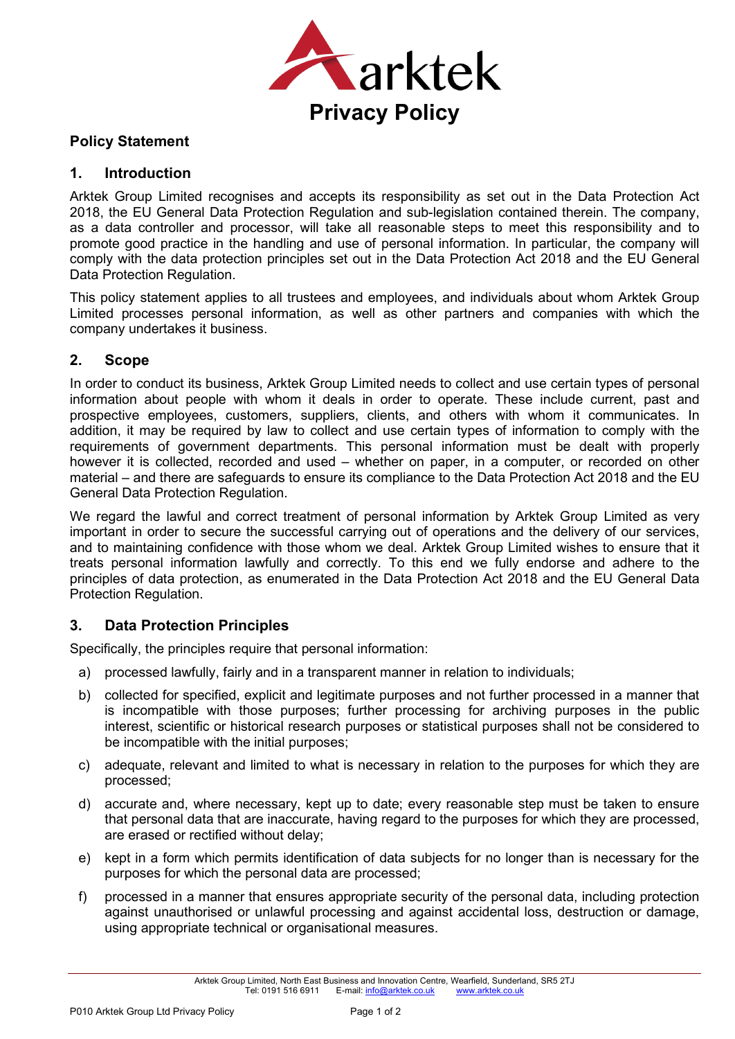arktek

# Privacy Policy

## Policy Statement

### 1. Introduction

Arktek Group Limited recognises and accepts its responsibility as set out in the Data Protection Act 2018, the EU General Data Protection Regulation and sub-legislation contained therein. The company, as a data controller and processor, will take all reasonable steps to meet this responsibility and to promote good practice in the handling and use of personal information. In particular, the company will comply with the data protection principles set out in the Data Protection Act 2018 and the EU General Data Protection Regulation.

This policy statement applies to all trustees and employees, and individuals about whom Arktek Group Limited processes personal information, as well as other partners and companies with which the company undertakes it business.

### 2. Scope

In order to conduct its business, Arktek Group Limited needs to collect and use certain types of personal information about people with whom it deals in order to operate. These include current, past and prospective employees, customers, suppliers, clients, and others with whom it communicates. In addition, it may be required by law to collect and use certain types of information to comply with the requirements of government departments. This personal information must be dealt with properly however it is collected, recorded and used – whether on paper, in a computer, or recorded on other material – and there are safeguards to ensure its compliance to the Data Protection Act 2018 and the EU General Data Protection Regulation.

We regard the lawful and correct treatment of personal information by Arktek Group Limited as very important in order to secure the successful carrying out of operations and the delivery of our services, and to maintaining confidence with those whom we deal. Arktek Group Limited wishes to ensure that it treats personal information lawfully and correctly. To this end we fully endorse and adhere to the principles of data protection, as enumerated in the Data Protection Act 2018 and the EU General Data Protection Regulation.

### 3. Data Protection Principles

Specifically, the principles require that personal information:

a) processed lawfully, fairly and in a transparent manner in relation to individuals;

b) collected for specified, explicit and legitimate purposes and not further processed in a manner that is incompatible with those purposes; further processing for archiving purposes in the public interest, scientific or historical research purposes or statistical purposes shall not be considered to be incompatible with the initial purposes;

c) adequate, relevant and limited to what is necessary in relation to the purposes for which they are processed;

d) accurate and, where necessary, kept up to date; every reasonable step must be taken to ensure that personal data that are inaccurate, having regard to the purposes for which they are processed, are erased or rectified without delay;

e) kept in a form which permits identification of data subjects for no longer than is necessary for the purposes for which the personal data are processed;

f) processed in a manner that ensures appropriate security of the personal data, including protection against unauthorised or unlawful processing and against accidental loss, destruction or damage, using appropriate technical or organisational measures.

Arktek Group Limited, North East Business and Innovation Centre, Wearfield, Sunderland, SR5 2TJ
Tel: 0191 516 6911 E-mail: info@arktek.co.uk www.arktek.co.uk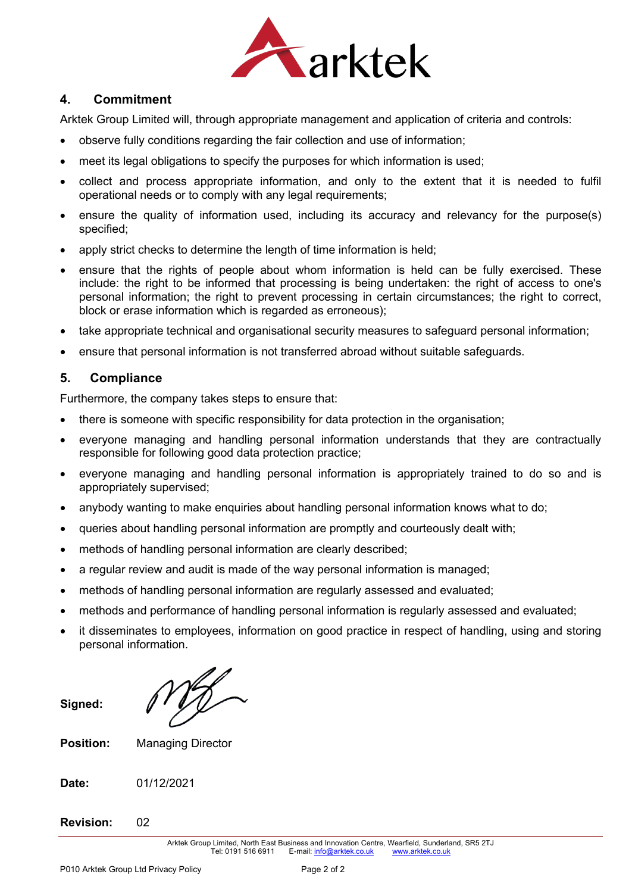## 4. Commitment

Arktek Group Limited will, through appropriate management and application of criteria and controls:

- observe fully conditions regarding the fair collection and use of information;
- meet its legal obligations to specify the purposes for which information is used;
- collect and process appropriate information, and only to the extent that it is needed to fulfil operational needs or to comply with any legal requirements;
- ensure the quality of information used, including its accuracy and relevancy for the purpose(s) specified;
- apply strict checks to determine the length of time information is held;
- ensure that the rights of people about whom information is held can be fully exercised. These include: the right to be informed that processing is being undertaken: the right of access to one's personal information; the right to prevent processing in certain circumstances; the right to correct, block or erase information which is regarded as erroneous);
- take appropriate technical and organisational security measures to safeguard personal information;
- ensure that personal information is not transferred abroad without suitable safeguards.

## 5. Compliance

Furthermore, the company takes steps to ensure that:

- there is someone with specific responsibility for data protection in the organisation;
- everyone managing and handling personal information understands that they are contractually responsible for following good data protection practice;
- everyone managing and handling personal information is appropriately trained to do so and is appropriately supervised;
- anybody wanting to make enquiries about handling personal information knows what to do;
- queries about handling personal information are promptly and courteously dealt with;
- methods of handling personal information are clearly described;
- a regular review and audit is made of the way personal information is managed;
- methods of handling personal information are regularly assessed and evaluated;
- methods and performance of handling personal information is regularly assessed and evaluated;
- it disseminates to employees, information on good practice in respect of handling, using and storing personal information.

**Signed:**

**Position:** Managing Director

**Date:** 01/12/2021

**Revision:** 02

Arktek Group Limited, North East Business and Innovation Centre, Wearfield, Sunderland, SR5 2TJ
Tel: 0191 516 6911 E-mail: info@arktek.co.uk www.arktek.co.uk

P010 Arktek Group Ltd Privacy Policy